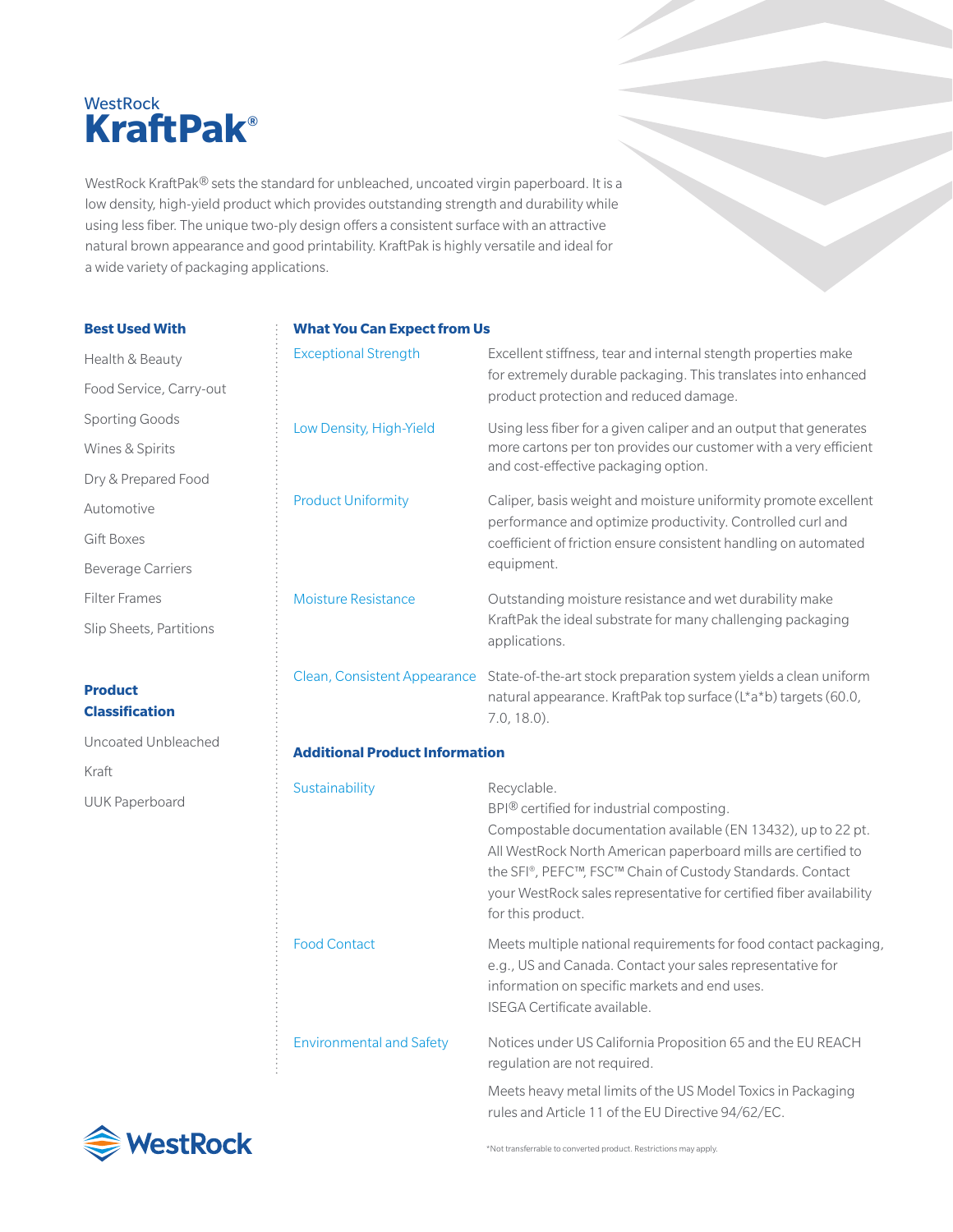# WestRock KraftPak®

WestRock KraftPak® sets the standard for unbleached, uncoated virgin paperboard. It is a low density, high-yield product which provides outstanding strength and durability while using less fiber. The unique two-ply design offers a consistent surface with an attractive natural brown appearance and good printability. KraftPak is highly versatile and ideal for a wide variety of packaging applications.

## Best Used With

- Health & Beauty
- Food Service, Carry-out
- Sporting Goods
- Wines & Spirits
- Dry & Prepared Food
- Automotive
- Gift Boxes
- Beverage Carriers
- Filter Frames
- Slip Sheets, Partitions

## Product Classification

- Uncoated Unbleached
- Kraft
- UUK Paperboard

## What You Can Expect from Us

**Exceptional Strength**
Excellent stiffness, tear and internal stength properties make for extremely durable packaging. This translates into enhanced product protection and reduced damage.

**Low Density, High-Yield**
Using less fiber for a given caliper and an output that generates more cartons per ton provides our customer with a very efficient and cost-effective packaging option.

**Product Uniformity**
Caliper, basis weight and moisture uniformity promote excellent performance and optimize productivity. Controlled curl and coefficient of friction ensure consistent handling on automated equipment.

**Moisture Resistance**
Outstanding moisture resistance and wet durability make KraftPak the ideal substrate for many challenging packaging applications.

**Clean, Consistent Appearance**
State-of-the-art stock preparation system yields a clean uniform natural appearance. KraftPak top surface (L*a*b) targets (60.0, 7.0, 18.0).

## Additional Product Information

**Sustainability**
Recyclable.
BPI® certified for industrial composting.
Compostable documentation available (EN 13432), up to 22 pt.
All WestRock North American paperboard mills are certified to the SFI®, PEFC™, FSC™ Chain of Custody Standards. Contact your WestRock sales representative for certified fiber availability for this product.

**Food Contact**
Meets multiple national requirements for food contact packaging, e.g., US and Canada. Contact your sales representative for information on specific markets and end uses.
ISEGA Certificate available.

**Environmental and Safety**
Notices under US California Proposition 65 and the EU REACH regulation are not required.

Meets heavy metal limits of the US Model Toxics in Packaging rules and Article 11 of the EU Directive 94/62/EC.

*Not transferrable to converted product. Restrictions may apply.

WestRock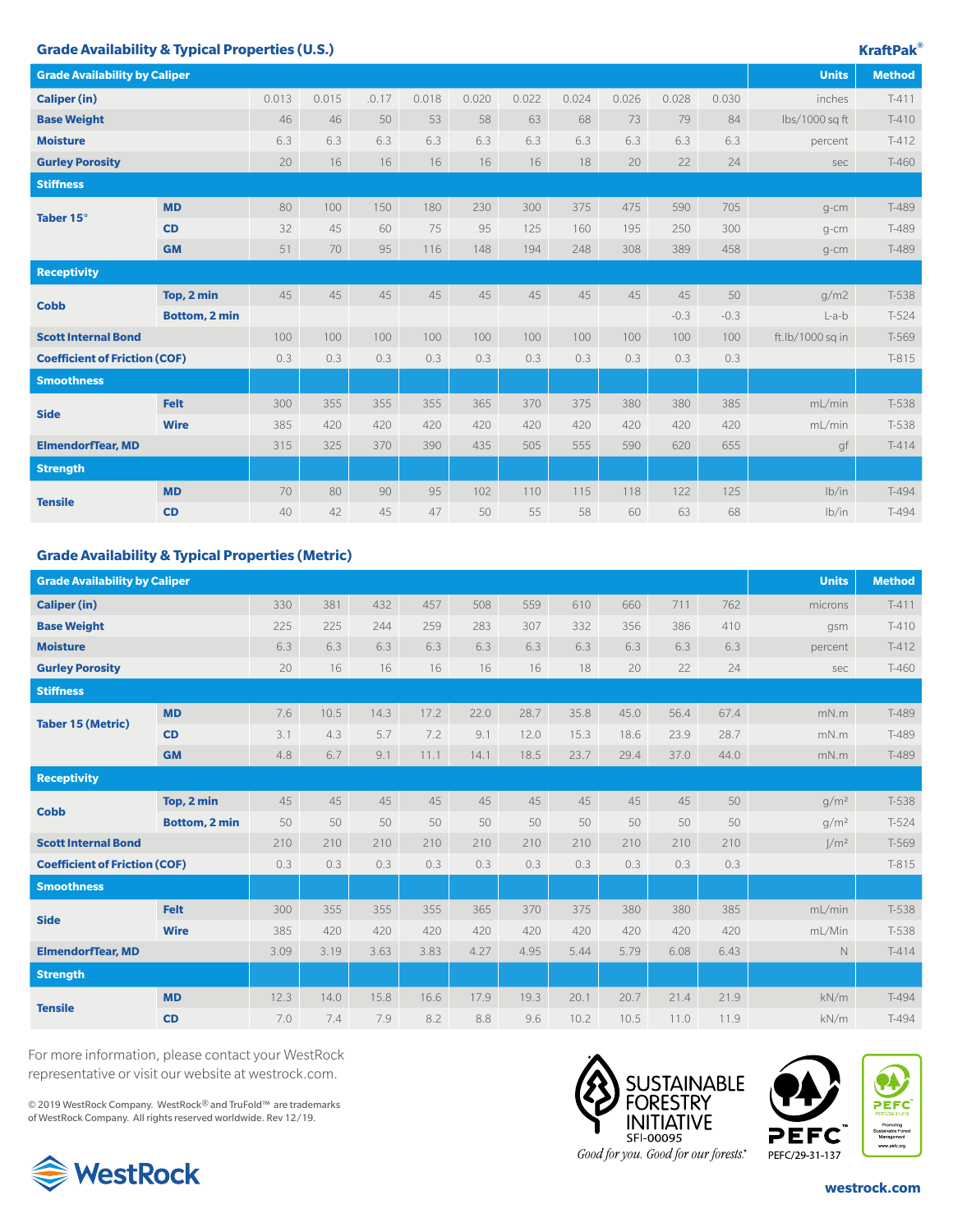## Grade Availability & Typical Properties (U.S.)

KraftPak®

| Grade Availability by Caliper | | | | | | | | | | | | Units | Method |
|---|---|---|---|---|---|---|---|---|---|---|---|---|---|
| **Caliper (in)** | | 0.013 | 0.015 | .0.17 | 0.018 | 0.020 | 0.022 | 0.024 | 0.026 | 0.028 | 0.030 | inches | T-411 |
| **Base Weight** | | 46 | 46 | 50 | 53 | 58 | 63 | 68 | 73 | 79 | 84 | lbs/1000 sq ft | T-410 |
| **Moisture** | | 6.3 | 6.3 | 6.3 | 6.3 | 6.3 | 6.3 | 6.3 | 6.3 | 6.3 | 6.3 | percent | T-412 |
| **Gurley Porosity** | | 20 | 16 | 16 | 16 | 16 | 16 | 18 | 20 | 22 | 24 | sec | T-460 |
| **Stiffness** | | | | | | | | | | | | | |
| **Taber 15°** | **MD** | 80 | 100 | 150 | 180 | 230 | 300 | 375 | 475 | 590 | 705 | g-cm | T-489 |
| | **CD** | 32 | 45 | 60 | 75 | 95 | 125 | 160 | 195 | 250 | 300 | g-cm | T-489 |
| | **GM** | 51 | 70 | 95 | 116 | 148 | 194 | 248 | 308 | 389 | 458 | g-cm | T-489 |
| **Receptivity** | | | | | | | | | | | | | |
| **Cobb** | **Top, 2 min** | 45 | 45 | 45 | 45 | 45 | 45 | 45 | 45 | 45 | 50 | g/m2 | T-538 |
| | **Bottom, 2 min** | | | | | | | | | -0.3 | -0.3 | L-a-b | T-524 |
| **Scott Internal Bond** | | 100 | 100 | 100 | 100 | 100 | 100 | 100 | 100 | 100 | 100 | ft.lb/1000 sq in | T-569 |
| **Coefficient of Friction (COF)** | | 0.3 | 0.3 | 0.3 | 0.3 | 0.3 | 0.3 | 0.3 | 0.3 | 0.3 | 0.3 | | T-815 |
| **Smoothness** | | | | | | | | | | | | | |
| **Side** | **Felt** | 300 | 355 | 355 | 355 | 365 | 370 | 375 | 380 | 380 | 385 | mL/min | T-538 |
| | **Wire** | 385 | 420 | 420 | 420 | 420 | 420 | 420 | 420 | 420 | 420 | mL/min | T-538 |
| **ElmendorfTear, MD** | | 315 | 325 | 370 | 390 | 435 | 505 | 555 | 590 | 620 | 655 | gf | T-414 |
| **Strength** | | | | | | | | | | | | | |
| **Tensile** | **MD** | 70 | 80 | 90 | 95 | 102 | 110 | 115 | 118 | 122 | 125 | lb/in | T-494 |
| | **CD** | 40 | 42 | 45 | 47 | 50 | 55 | 58 | 60 | 63 | 68 | lb/in | T-494 |

## Grade Availability & Typical Properties (Metric)

| Grade Availability by Caliper | | | | | | | | | | | | Units | Method |
|---|---|---|---|---|---|---|---|---|---|---|---|---|---|
| **Caliper (in)** | | 330 | 381 | 432 | 457 | 508 | 559 | 610 | 660 | 711 | 762 | microns | T-411 |
| **Base Weight** | | 225 | 225 | 244 | 259 | 283 | 307 | 332 | 356 | 386 | 410 | gsm | T-410 |
| **Moisture** | | 6.3 | 6.3 | 6.3 | 6.3 | 6.3 | 6.3 | 6.3 | 6.3 | 6.3 | 6.3 | percent | T-412 |
| **Gurley Porosity** | | 20 | 16 | 16 | 16 | 16 | 16 | 18 | 20 | 22 | 24 | sec | T-460 |
| **Stiffness** | | | | | | | | | | | | | |
| **Taber 15 (Metric)** | **MD** | 7.6 | 10.5 | 14.3 | 17.2 | 22.0 | 28.7 | 35.8 | 45.0 | 56.4 | 67.4 | mN.m | T-489 |
| | **CD** | 3.1 | 4.3 | 5.7 | 7.2 | 9.1 | 12.0 | 15.3 | 18.6 | 23.9 | 28.7 | mN.m | T-489 |
| | **GM** | 4.8 | 6.7 | 9.1 | 11.1 | 14.1 | 18.5 | 23.7 | 29.4 | 37.0 | 44.0 | mN.m | T-489 |
| **Receptivity** | | | | | | | | | | | | | |
| **Cobb** | **Top, 2 min** | 45 | 45 | 45 | 45 | 45 | 45 | 45 | 45 | 45 | 50 | g/m² | T-538 |
| | **Bottom, 2 min** | 50 | 50 | 50 | 50 | 50 | 50 | 50 | 50 | 50 | 50 | g/m² | T-524 |
| **Scott Internal Bond** | | 210 | 210 | 210 | 210 | 210 | 210 | 210 | 210 | 210 | 210 | J/m² | T-569 |
| **Coefficient of Friction (COF)** | | 0.3 | 0.3 | 0.3 | 0.3 | 0.3 | 0.3 | 0.3 | 0.3 | 0.3 | 0.3 | | T-815 |
| **Smoothness** | | | | | | | | | | | | | |
| **Side** | **Felt** | 300 | 355 | 355 | 355 | 365 | 370 | 375 | 380 | 380 | 385 | mL/min | T-538 |
| | **Wire** | 385 | 420 | 420 | 420 | 420 | 420 | 420 | 420 | 420 | 420 | mL/Min | T-538 |
| **ElmendorfTear, MD** | | 3.09 | 3.19 | 3.63 | 3.83 | 4.27 | 4.95 | 5.44 | 5.79 | 6.08 | 6.43 | N | T-414 |
| **Strength** | | | | | | | | | | | | | |
| **Tensile** | **MD** | 12.3 | 14.0 | 15.8 | 16.6 | 17.9 | 19.3 | 20.1 | 20.7 | 21.4 | 21.9 | kN/m | T-494 |
| | **CD** | 7.0 | 7.4 | 7.9 | 8.2 | 8.8 | 9.6 | 10.2 | 10.5 | 11.0 | 11.9 | kN/m | T-494 |

For more information, please contact your WestRock representative or visit our website at westrock.com.

© 2019 WestRock Company. WestRock® and TruFold™ are trademarks of WestRock Company. All rights reserved worldwide. Rev 12/19.

SUSTAINABLE FORESTRY INITIATIVE
SFI-00095
*Good for you. Good for our forests.*®

PEFC™
PEFC/29-31-137

PEFC
PEFC/29-31-218
Promoting Sustainable Forest Management
www.pefc.org

WestRock

westrock.com